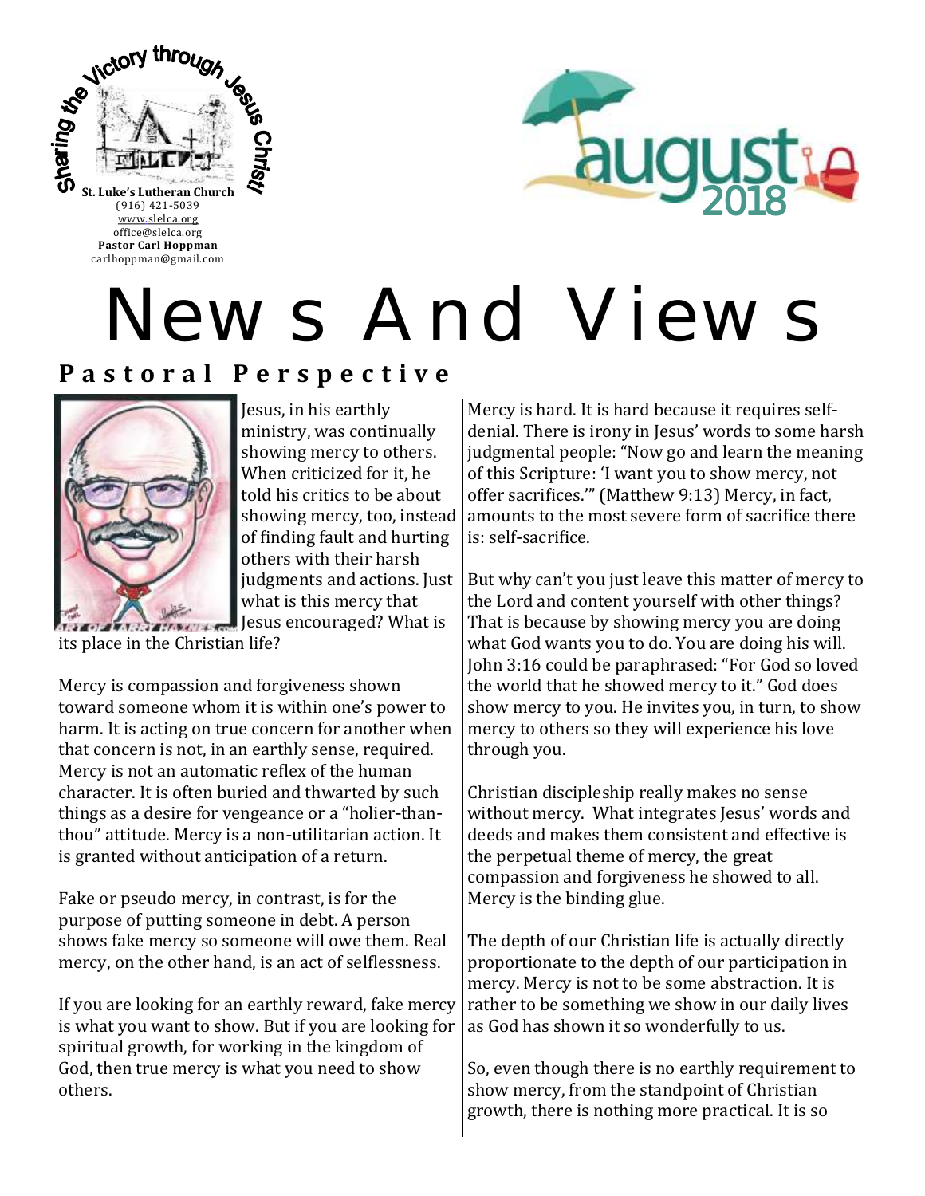Sharing the Victory through Jesus Christ!

**St. Luke's Lutheran Church**
(916) 421-5039
www.slelca.org
office@slelca.org
**Pastor Carl Hoppman**
carlhoppman@gmail.com

august 2018

# News And Views

## Pastoral Perspective

Jesus, in his earthly ministry, was continually showing mercy to others. When criticized for it, he told his critics to be about showing mercy, too, instead of finding fault and hurting others with their harsh judgments and actions. Just what is this mercy that Jesus encouraged? What is its place in the Christian life?

Mercy is compassion and forgiveness shown toward someone whom it is within one's power to harm. It is acting on true concern for another when that concern is not, in an earthly sense, required. Mercy is not an automatic reflex of the human character. It is often buried and thwarted by such things as a desire for vengeance or a "holier-than-thou" attitude. Mercy is a non-utilitarian action. It is granted without anticipation of a return.

Fake or pseudo mercy, in contrast, is for the purpose of putting someone in debt. A person shows fake mercy so someone will owe them. Real mercy, on the other hand, is an act of selflessness.

If you are looking for an earthly reward, fake mercy is what you want to show. But if you are looking for spiritual growth, for working in the kingdom of God, then true mercy is what you need to show others.

Mercy is hard. It is hard because it requires self-denial. There is irony in Jesus' words to some harsh judgmental people: "Now go and learn the meaning of this Scripture: 'I want you to show mercy, not offer sacrifices.'" (Matthew 9:13) Mercy, in fact, amounts to the most severe form of sacrifice there is: self-sacrifice.

But why can't you just leave this matter of mercy to the Lord and content yourself with other things? That is because by showing mercy you are doing what God wants you to do. You are doing his will. John 3:16 could be paraphrased: "For God so loved the world that he showed mercy to it." God does show mercy to you. He invites you, in turn, to show mercy to others so they will experience his love through you.

Christian discipleship really makes no sense without mercy. What integrates Jesus' words and deeds and makes them consistent and effective is the perpetual theme of mercy, the great compassion and forgiveness he showed to all. Mercy is the binding glue.

The depth of our Christian life is actually directly proportionate to the depth of our participation in mercy. Mercy is not to be some abstraction. It is rather to be something we show in our daily lives as God has shown it so wonderfully to us.

So, even though there is no earthly requirement to show mercy, from the standpoint of Christian growth, there is nothing more practical. It is so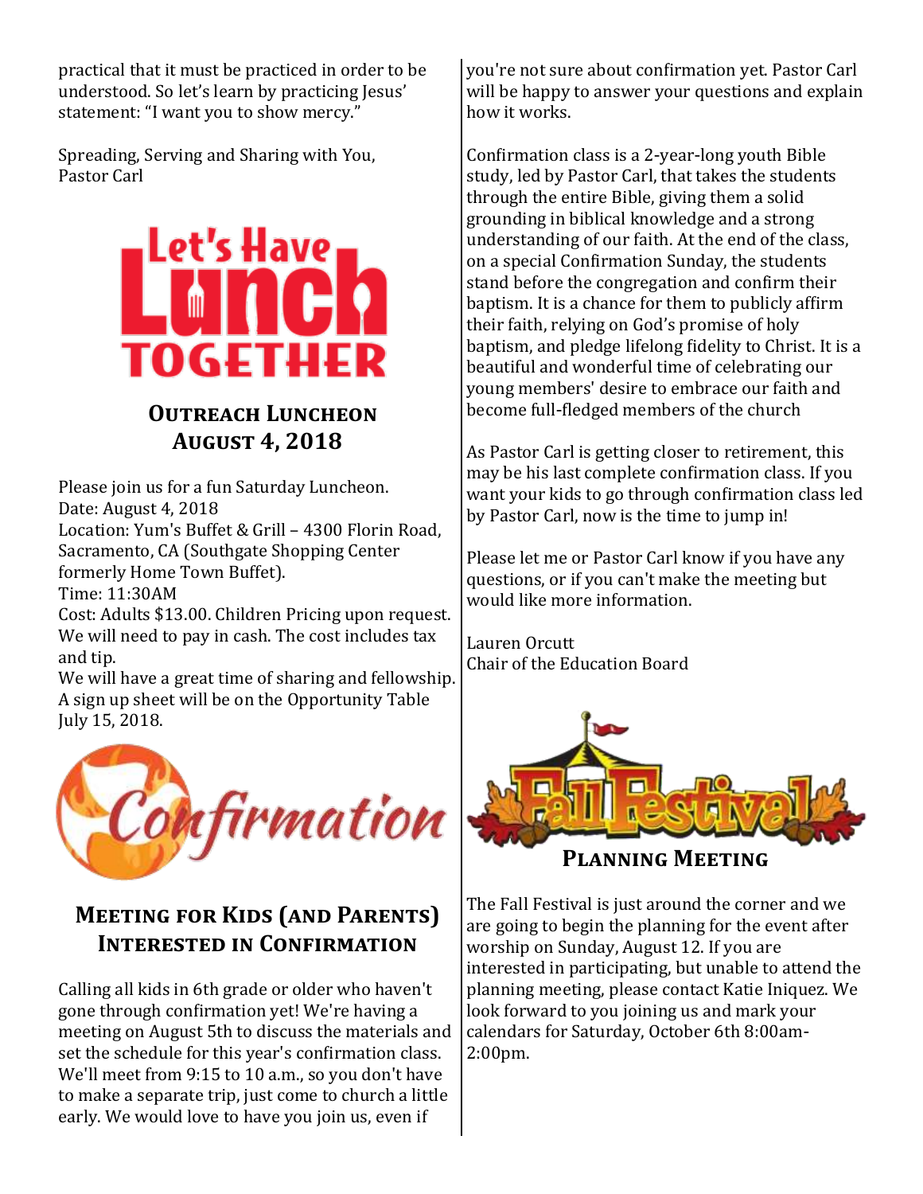practical that it must be practiced in order to be understood. So let's learn by practicing Jesus' statement: "I want you to show mercy."

Spreading, Serving and Sharing with You,
Pastor Carl

Let's Have Lunch TOGETHER

## Outreach Luncheon
## August 4, 2018

Please join us for a fun Saturday Luncheon.
Date: August 4, 2018
Location: Yum's Buffet & Grill – 4300 Florin Road, Sacramento, CA (Southgate Shopping Center formerly Home Town Buffet).
Time: 11:30AM
Cost: Adults $13.00. Children Pricing upon request. We will need to pay in cash. The cost includes tax and tip.
We will have a great time of sharing and fellowship. A sign up sheet will be on the Opportunity Table July 15, 2018.

Confirmation

## Meeting for Kids (and Parents) Interested in Confirmation

Calling all kids in 6th grade or older who haven't gone through confirmation yet! We're having a meeting on August 5th to discuss the materials and set the schedule for this year's confirmation class. We'll meet from 9:15 to 10 a.m., so you don't have to make a separate trip, just come to church a little early. We would love to have you join us, even if you're not sure about confirmation yet. Pastor Carl will be happy to answer your questions and explain how it works.

Confirmation class is a 2-year-long youth Bible study, led by Pastor Carl, that takes the students through the entire Bible, giving them a solid grounding in biblical knowledge and a strong understanding of our faith. At the end of the class, on a special Confirmation Sunday, the students stand before the congregation and confirm their baptism. It is a chance for them to publicly affirm their faith, relying on God's promise of holy baptism, and pledge lifelong fidelity to Christ. It is a beautiful and wonderful time of celebrating our young members' desire to embrace our faith and become full-fledged members of the church

As Pastor Carl is getting closer to retirement, this may be his last complete confirmation class. If you want your kids to go through confirmation class led by Pastor Carl, now is the time to jump in!

Please let me or Pastor Carl know if you have any questions, or if you can't make the meeting but would like more information.

Lauren Orcutt
Chair of the Education Board

Fall Festival

## Planning Meeting

The Fall Festival is just around the corner and we are going to begin the planning for the event after worship on Sunday, August 12. If you are interested in participating, but unable to attend the planning meeting, please contact Katie Iniquez. We look forward to you joining us and mark your calendars for Saturday, October 6th 8:00am-2:00pm.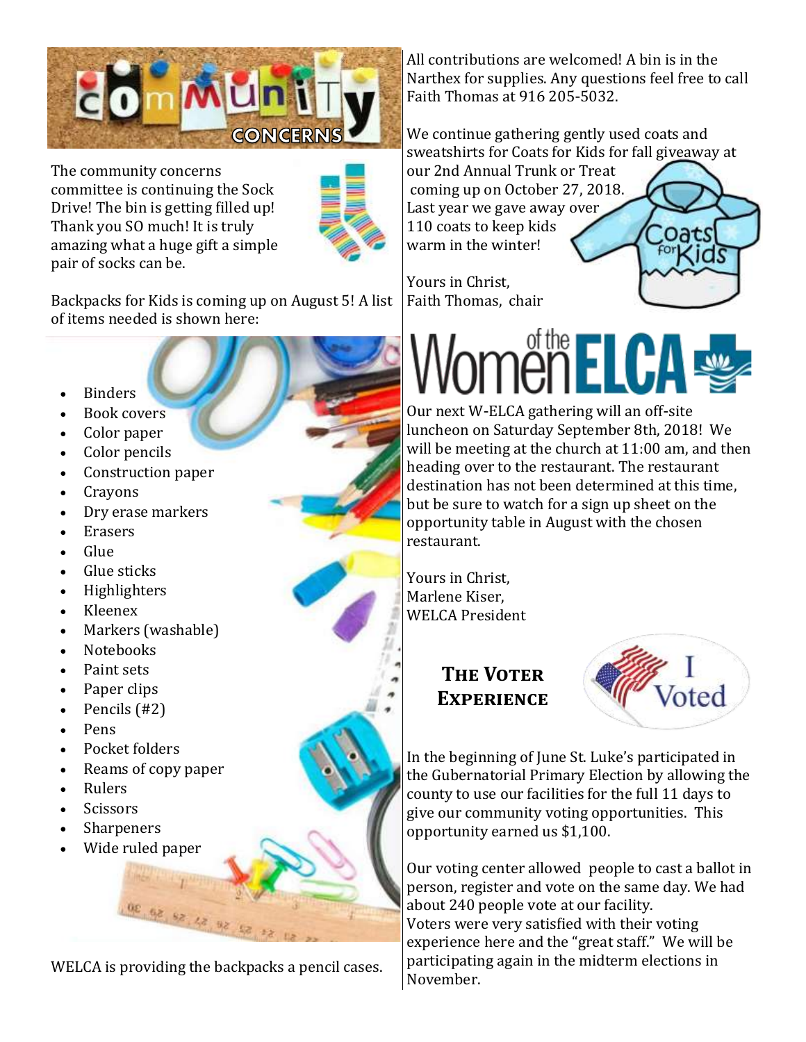# Community Concerns

The community concerns committee is continuing the Sock Drive! The bin is getting filled up! Thank you SO much! It is truly amazing what a huge gift a simple pair of socks can be.

Backpacks for Kids is coming up on August 5! A list of items needed is shown here:

- Binders
- Book covers
- Color paper
- Color pencils
- Construction paper
- Crayons
- Dry erase markers
- Erasers
- Glue
- Glue sticks
- Highlighters
- Kleenex
- Markers (washable)
- Notebooks
- Paint sets
- Paper clips
- Pencils (#2)
- Pens
- Pocket folders
- Reams of copy paper
- Rulers
- Scissors
- Sharpeners
- Wide ruled paper

WELCA is providing the backpacks a pencil cases.

All contributions are welcomed! A bin is in the Narthex for supplies. Any questions feel free to call Faith Thomas at 916 205-5032.

We continue gathering gently used coats and sweatshirts for Coats for Kids for fall giveaway at our 2nd Annual Trunk or Treat coming up on October 27, 2018. Last year we gave away over 110 coats to keep kids warm in the winter!

Yours in Christ,
Faith Thomas, chair

# Women of the ELCA

Our next W-ELCA gathering will an off-site luncheon on Saturday September 8th, 2018! We will be meeting at the church at 11:00 am, and then heading over to the restaurant. The restaurant destination has not been determined at this time, but be sure to watch for a sign up sheet on the opportunity table in August with the chosen restaurant.

Yours in Christ,
Marlene Kiser,
WELCA President

## The Voter Experience

In the beginning of June St. Luke's participated in the Gubernatorial Primary Election by allowing the county to use our facilities for the full 11 days to give our community voting opportunities. This opportunity earned us $1,100.

Our voting center allowed people to cast a ballot in person, register and vote on the same day. We had about 240 people vote at our facility. Voters were very satisfied with their voting experience here and the "great staff." We will be participating again in the midterm elections in November.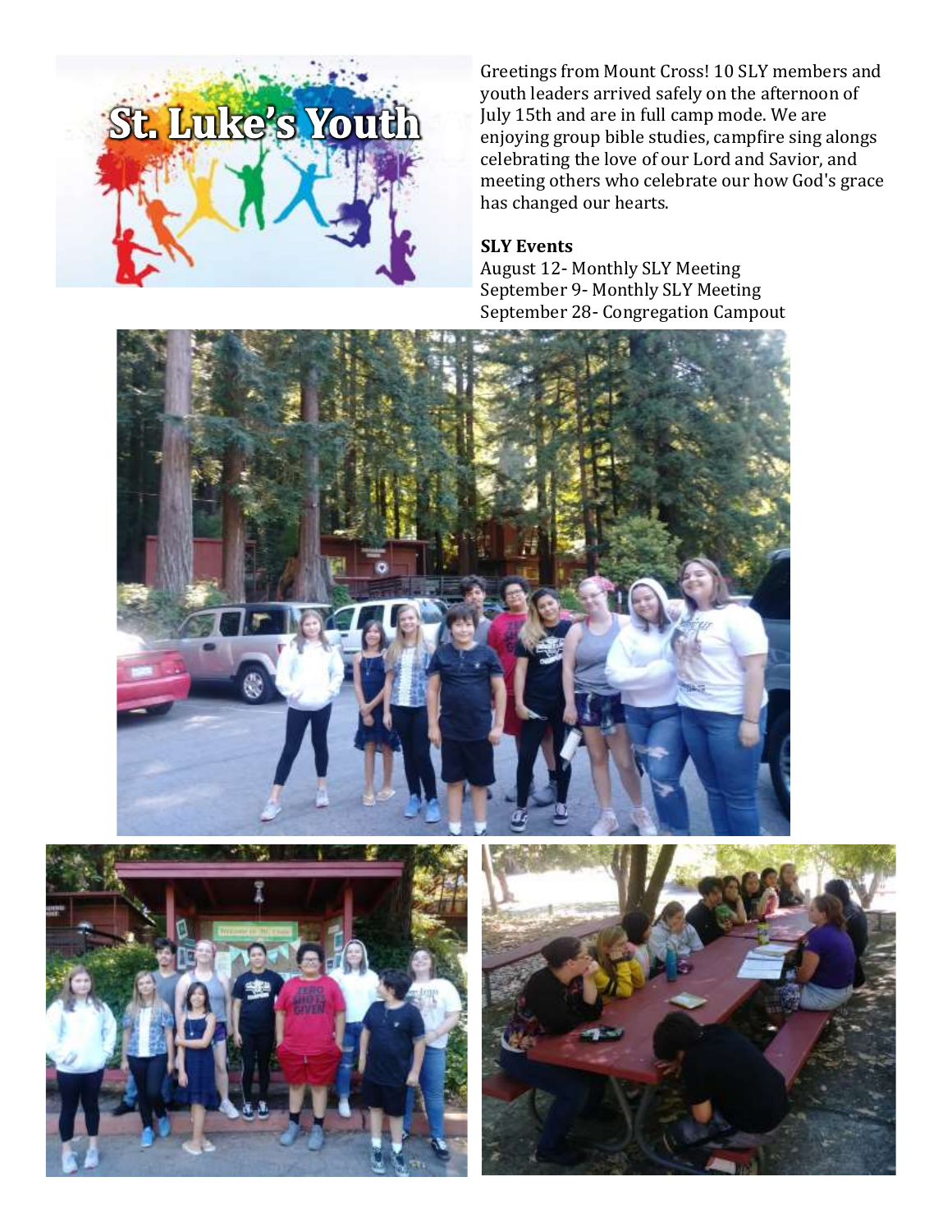# St. Luke's Youth

Greetings from Mount Cross! 10 SLY members and youth leaders arrived safely on the afternoon of July 15th and are in full camp mode. We are enjoying group bible studies, campfire sing alongs celebrating the love of our Lord and Savior, and meeting others who celebrate our how God's grace has changed our hearts.

**SLY Events**

August 12- Monthly SLY Meeting
September 9- Monthly SLY Meeting
September 28- Congregation Campout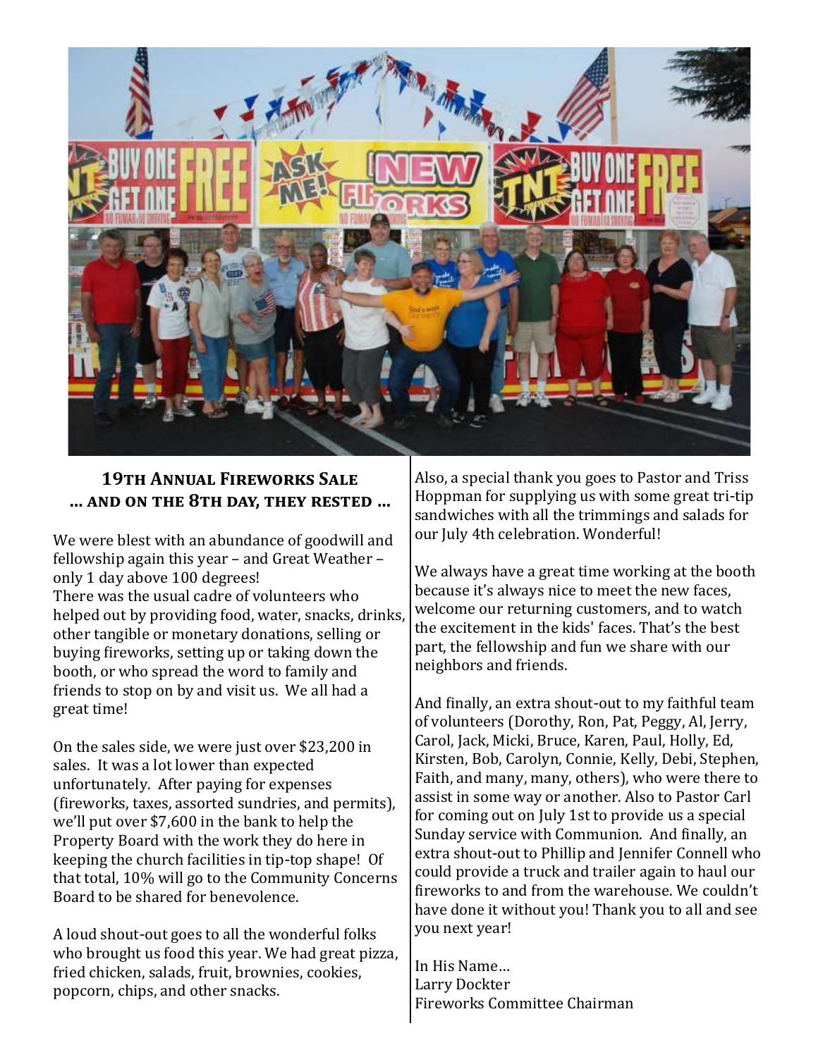## 19th Annual Fireworks Sale
### … and on the 8th day, they rested …

We were blest with an abundance of goodwill and fellowship again this year – and Great Weather – only 1 day above 100 degrees!
There was the usual cadre of volunteers who helped out by providing food, water, snacks, drinks, other tangible or monetary donations, selling or buying fireworks, setting up or taking down the booth, or who spread the word to family and friends to stop on by and visit us. We all had a great time!

On the sales side, we were just over $23,200 in sales. It was a lot lower than expected unfortunately. After paying for expenses (fireworks, taxes, assorted sundries, and permits), we'll put over $7,600 in the bank to help the Property Board with the work they do here in keeping the church facilities in tip-top shape! Of that total, 10% will go to the Community Concerns Board to be shared for benevolence.

A loud shout-out goes to all the wonderful folks who brought us food this year. We had great pizza, fried chicken, salads, fruit, brownies, cookies, popcorn, chips, and other snacks.

Also, a special thank you goes to Pastor and Triss Hoppman for supplying us with some great tri-tip sandwiches with all the trimmings and salads for our July 4th celebration. Wonderful!

We always have a great time working at the booth because it's always nice to meet the new faces, welcome our returning customers, and to watch the excitement in the kids' faces. That's the best part, the fellowship and fun we share with our neighbors and friends.

And finally, an extra shout-out to my faithful team of volunteers (Dorothy, Ron, Pat, Peggy, Al, Jerry, Carol, Jack, Micki, Bruce, Karen, Paul, Holly, Ed, Kirsten, Bob, Carolyn, Connie, Kelly, Debi, Stephen, Faith, and many, many, others), who were there to assist in some way or another. Also to Pastor Carl for coming out on July 1st to provide us a special Sunday service with Communion. And finally, an extra shout-out to Phillip and Jennifer Connell who could provide a truck and trailer again to haul our fireworks to and from the warehouse. We couldn't have done it without you! Thank you to all and see you next year!

In His Name…
Larry Dockter
Fireworks Committee Chairman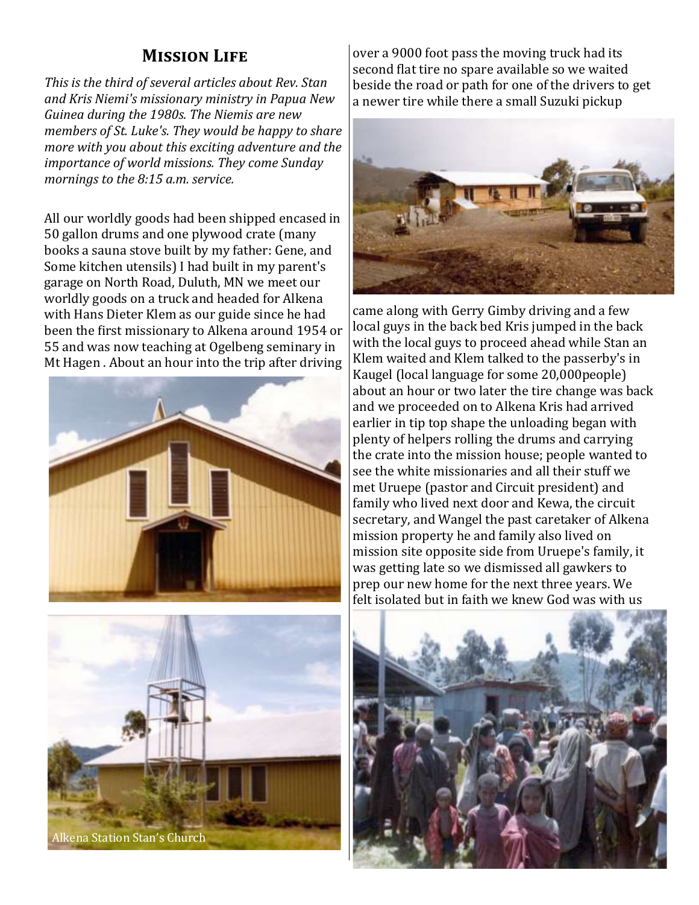## Mission Life

*This is the third of several articles about Rev. Stan and Kris Niemi's missionary ministry in Papua New Guinea during the 1980s. The Niemis are new members of St. Luke's. They would be happy to share more with you about this exciting adventure and the importance of world missions. They come Sunday mornings to the 8:15 a.m. service.*

All our worldly goods had been shipped encased in 50 gallon drums and one plywood crate (many books a sauna stove built by my father: Gene, and Some kitchen utensils) I had built in my parent's garage on North Road, Duluth, MN we meet our worldly goods on a truck and headed for Alkena with Hans Dieter Klem as our guide since he had been the first missionary to Alkena around 1954 or 55 and was now teaching at Ogelbeng seminary in Mt Hagen . About an hour into the trip after driving over a 9000 foot pass the moving truck had its second flat tire no spare available so we waited beside the road or path for one of the drivers to get a newer tire while there a small Suzuki pickup came along with Gerry Gimby driving and a few local guys in the back bed Kris jumped in the back with the local guys to proceed ahead while Stan an Klem waited and Klem talked to the passerby's in Kaugel (local language for some 20,000people) about an hour or two later the tire change was back and we proceeded on to Alkena Kris had arrived earlier in tip top shape the unloading began with plenty of helpers rolling the drums and carrying the crate into the mission house; people wanted to see the white missionaries and all their stuff we met Uruepe (pastor and Circuit president) and family who lived next door and Kewa, the circuit secretary, and Wangel the past caretaker of Alkena mission property he and family also lived on mission site opposite side from Uruepe's family, it was getting late so we dismissed all gawkers to prep our new home for the next three years. We felt isolated but in faith we knew God was with us

Alkena Station Stan's Church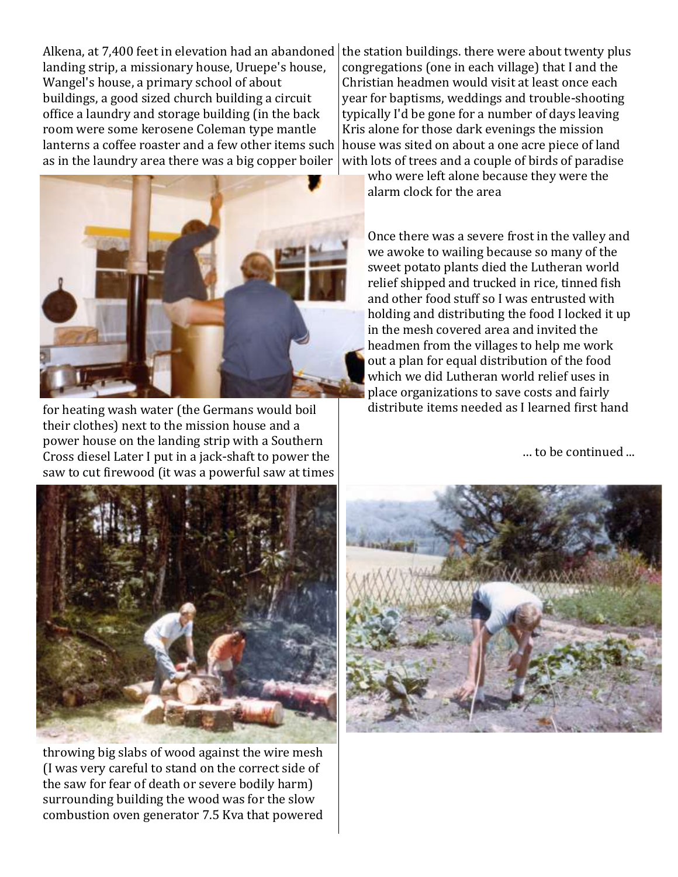Alkena, at 7,400 feet in elevation had an abandoned landing strip, a missionary house, Uruepe's house, Wangel's house, a primary school of about buildings, a good sized church building a circuit office a laundry and storage building (in the back room were some kerosene Coleman type mantle lanterns a coffee roaster and a few other items such as in the laundry area there was a big copper boiler for heating wash water (the Germans would boil their clothes) next to the mission house and a power house on the landing strip with a Southern Cross diesel Later I put in a jack-shaft to power the saw to cut firewood (it was a powerful saw at times throwing big slabs of wood against the wire mesh (I was very careful to stand on the correct side of the saw for fear of death or severe bodily harm) surrounding building the wood was for the slow combustion oven generator 7.5 Kva that powered the station buildings. there were about twenty plus congregations (one in each village) that I and the Christian headmen would visit at least once each year for baptisms, weddings and trouble-shooting typically I'd be gone for a number of days leaving Kris alone for those dark evenings the mission house was sited on about a one acre piece of land with lots of trees and a couple of birds of paradise who were left alone because they were the alarm clock for the area

Once there was a severe frost in the valley and we awoke to wailing because so many of the sweet potato plants died the Lutheran world relief shipped and trucked in rice, tinned fish and other food stuff so I was entrusted with holding and distributing the food I locked it up in the mesh covered area and invited the headmen from the villages to help me work out a plan for equal distribution of the food which we did Lutheran world relief uses in place organizations to save costs and fairly distribute items needed as I learned first hand

... to be continued ...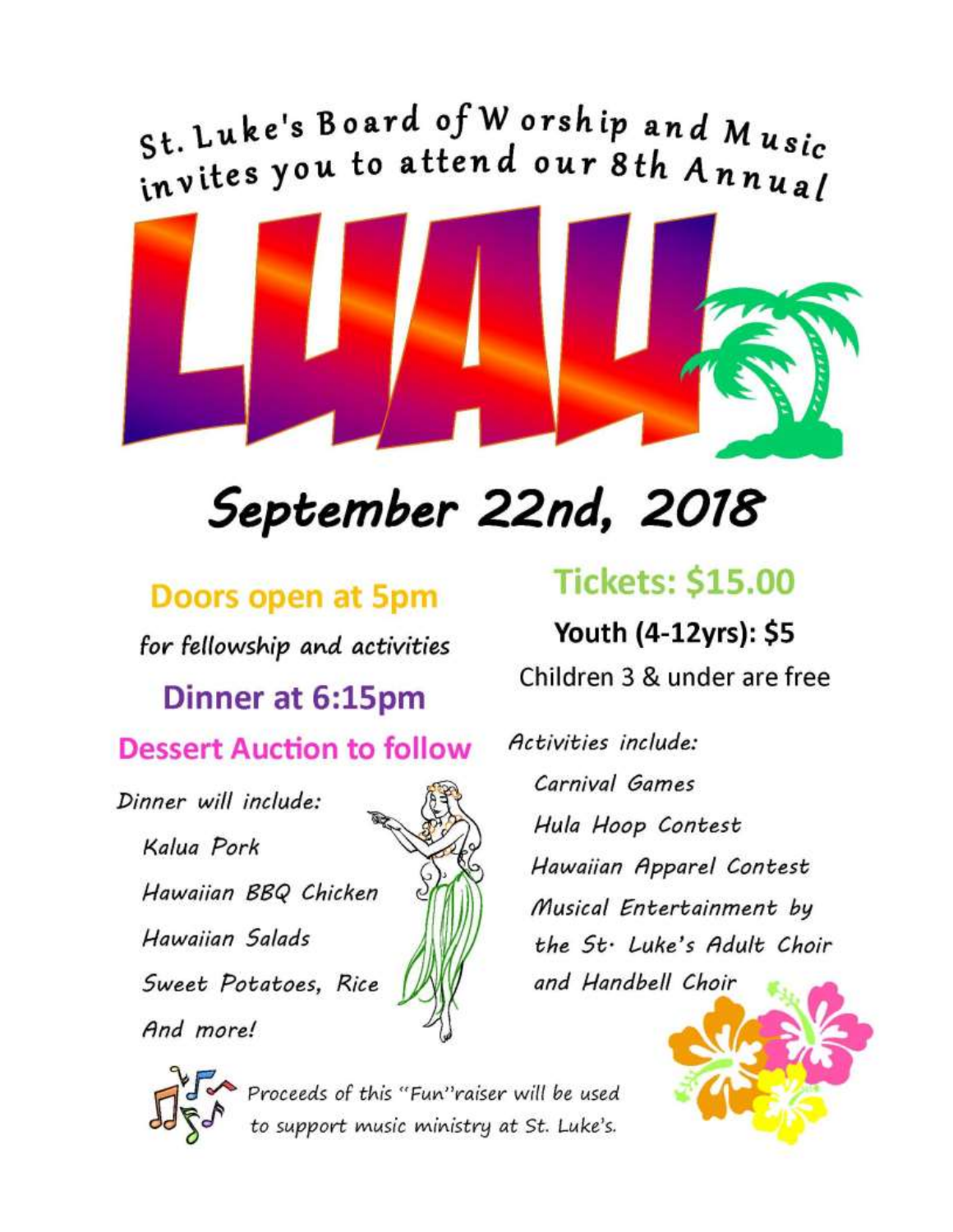St. Luke's Board of Worship and Music invites you to attend our 8th Annual

# LUAU

## September 22nd, 2018

### Doors open at 5pm

*for fellowship and activities*

### Dinner at 6:15pm

### Dessert Auction to follow

*Dinner will include:*

- *Kalua Pork*
- *Hawaiian BBQ Chicken*
- *Hawaiian Salads*
- *Sweet Potatoes, Rice*
- *And more!*

### Tickets: $15.00

**Youth (4-12yrs): $5**

Children 3 & under are free

*Activities include:*

- *Carnival Games*
- *Hula Hoop Contest*
- *Hawaiian Apparel Contest*
- *Musical Entertainment by the St. Luke's Adult Choir and Handbell Choir*

*Proceeds of this "Fun"raiser will be used to support music ministry at St. Luke's.*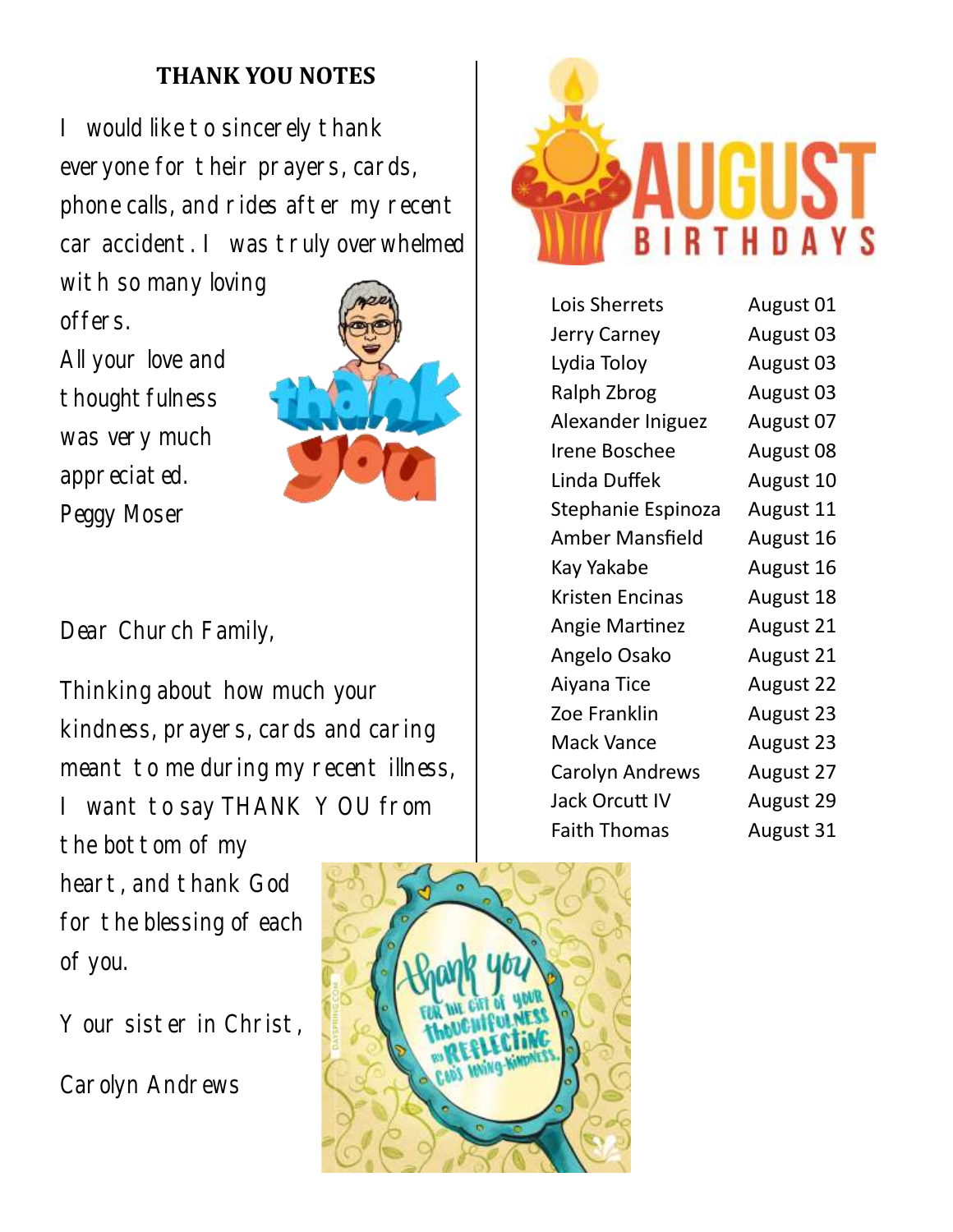## THANK YOU NOTES

I would like to sincerely thank everyone for their prayers, cards, phone calls, and rides after my recent car accident. I was truly overwhelmed with so many loving offers.

All your love and thoughtfulness was very much appreciated.

Peggy Moser

Dear Church Family,

Thinking about how much your kindness, prayers, cards and caring meant to me during my recent illness, I want to say THANK YOU from the bottom of my heart, and thank God for the blessing of each of you.

Your sister in Christ,

Carolyn Andrews

## AUGUST BIRTHDAYS

| | |
|---|---|
| Lois Sherrets | August 01 |
| Jerry Carney | August 03 |
| Lydia Toloy | August 03 |
| Ralph Zbrog | August 03 |
| Alexander Iniguez | August 07 |
| Irene Boschee | August 08 |
| Linda Duffek | August 10 |
| Stephanie Espinoza | August 11 |
| Amber Mansfield | August 16 |
| Kay Yakabe | August 16 |
| Kristen Encinas | August 18 |
| Angie Martinez | August 21 |
| Angelo Osako | August 21 |
| Aiyana Tice | August 22 |
| Zoe Franklin | August 23 |
| Mack Vance | August 23 |
| Carolyn Andrews | August 27 |
| Jack Orcutt IV | August 29 |
| Faith Thomas | August 31 |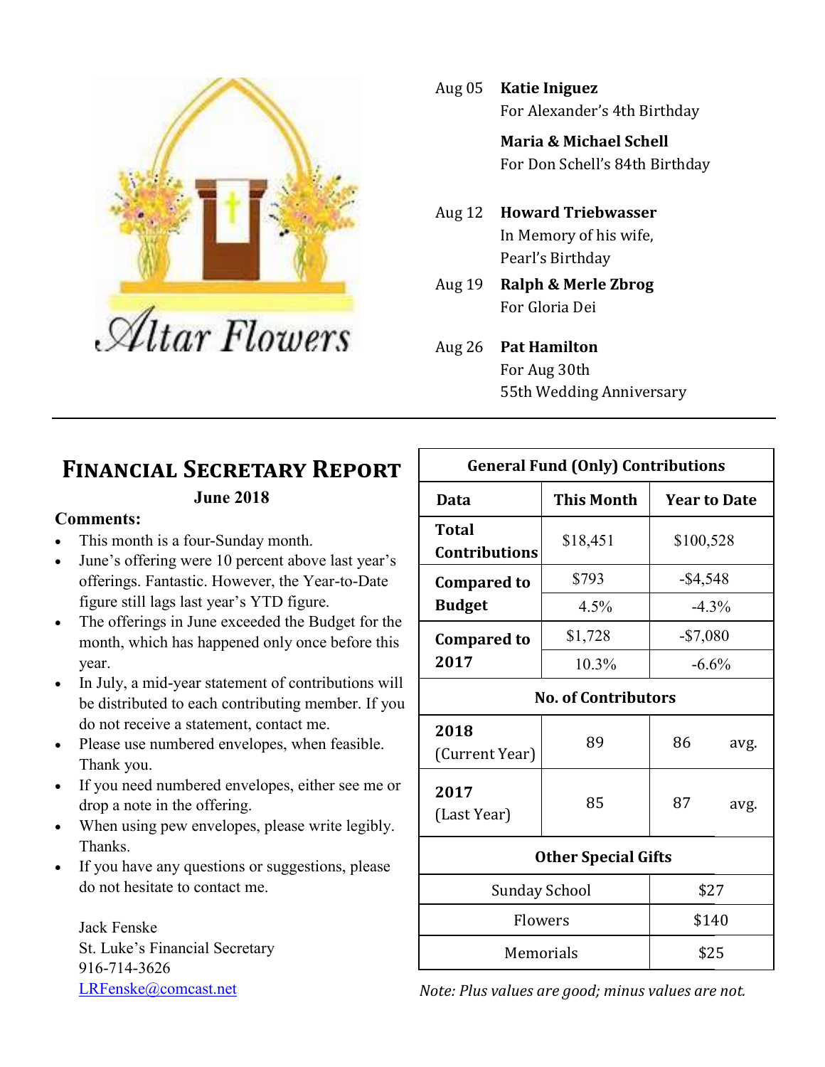# Altar Flowers

Aug 05 **Katie Iniguez**
For Alexander's 4th Birthday

**Maria & Michael Schell**
For Don Schell's 84th Birthday

Aug 12 **Howard Triebwasser**
In Memory of his wife,
Pearl's Birthday

Aug 19 **Ralph & Merle Zbrog**
For Gloria Dei

Aug 26 **Pat Hamilton**
For Aug 30th
55th Wedding Anniversary

---

## Financial Secretary Report

**June 2018**

**Comments:**

- This month is a four-Sunday month.
- June's offering were 10 percent above last year's offerings. Fantastic. However, the Year-to-Date figure still lags last year's YTD figure.
- The offerings in June exceeded the Budget for the month, which has happened only once before this year.
- In July, a mid-year statement of contributions will be distributed to each contributing member. If you do not receive a statement, contact me.
- Please use numbered envelopes, when feasible. Thank you.
- If you need numbered envelopes, either see me or drop a note in the offering.
- When using pew envelopes, please write legibly. Thanks.
- If you have any questions or suggestions, please do not hesitate to contact me.

Jack Fenske
St. Luke's Financial Secretary
916-714-3626
LRFenske@comcast.net

| General Fund (Only) Contributions | | |
|---|---|---|
| **Data** | **This Month** | **Year to Date** |
| **Total Contributions** | $18,451 | $100,528 |
| **Compared to Budget** | $793 | -$4,548 |
| | 4.5% | -4.3% |
| **Compared to 2017** | $1,728 | -$7,080 |
| | 10.3% | -6.6% |
| **No. of Contributors** | | |
| **2018** (Current Year) | 89 | 86 avg. |
| **2017** (Last Year) | 85 | 87 avg. |
| **Other Special Gifts** | | |
| Sunday School | | $27 |
| Flowers | | $140 |
| Memorials | | $25 |

*Note: Plus values are good; minus values are not.*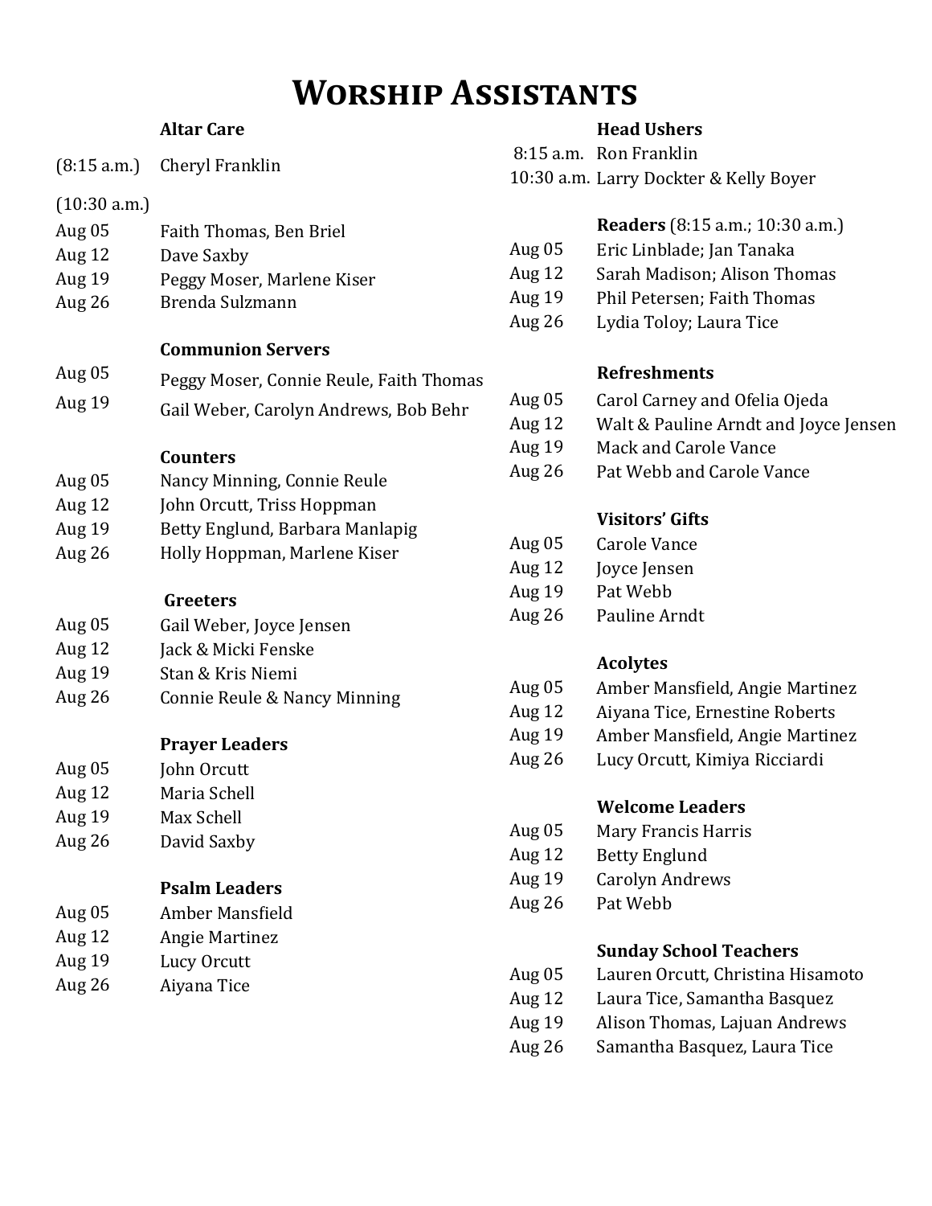# Worship Assistants

### Altar Care

(8:15 a.m.) Cheryl Franklin

(10:30 a.m.)

| | |
|---|---|
| Aug 05 | Faith Thomas, Ben Briel |
| Aug 12 | Dave Saxby |
| Aug 19 | Peggy Moser, Marlene Kiser |
| Aug 26 | Brenda Sulzmann |

### Communion Servers

| | |
|---|---|
| Aug 05 | Peggy Moser, Connie Reule, Faith Thomas |
| Aug 19 | Gail Weber, Carolyn Andrews, Bob Behr |

### Counters

| | |
|---|---|
| Aug 05 | Nancy Minning, Connie Reule |
| Aug 12 | John Orcutt, Triss Hoppman |
| Aug 19 | Betty Englund, Barbara Manlapig |
| Aug 26 | Holly Hoppman, Marlene Kiser |

### Greeters

| | |
|---|---|
| Aug 05 | Gail Weber, Joyce Jensen |
| Aug 12 | Jack & Micki Fenske |
| Aug 19 | Stan & Kris Niemi |
| Aug 26 | Connie Reule & Nancy Minning |

### Prayer Leaders

| | |
|---|---|
| Aug 05 | John Orcutt |
| Aug 12 | Maria Schell |
| Aug 19 | Max Schell |
| Aug 26 | David Saxby |

### Psalm Leaders

| | |
|---|---|
| Aug 05 | Amber Mansfield |
| Aug 12 | Angie Martinez |
| Aug 19 | Lucy Orcutt |
| Aug 26 | Aiyana Tice |

### Head Ushers

| | |
|---|---|
| 8:15 a.m. | Ron Franklin |
| 10:30 a.m. | Larry Dockter & Kelly Boyer |

### Readers (8:15 a.m.; 10:30 a.m.)

| | |
|---|---|
| Aug 05 | Eric Linblade; Jan Tanaka |
| Aug 12 | Sarah Madison; Alison Thomas |
| Aug 19 | Phil Petersen; Faith Thomas |
| Aug 26 | Lydia Toloy; Laura Tice |

### Refreshments

| | |
|---|---|
| Aug 05 | Carol Carney and Ofelia Ojeda |
| Aug 12 | Walt & Pauline Arndt and Joyce Jensen |
| Aug 19 | Mack and Carole Vance |
| Aug 26 | Pat Webb and Carole Vance |

### Visitors' Gifts

| | |
|---|---|
| Aug 05 | Carole Vance |
| Aug 12 | Joyce Jensen |
| Aug 19 | Pat Webb |
| Aug 26 | Pauline Arndt |

### Acolytes

| | |
|---|---|
| Aug 05 | Amber Mansfield, Angie Martinez |
| Aug 12 | Aiyana Tice, Ernestine Roberts |
| Aug 19 | Amber Mansfield, Angie Martinez |
| Aug 26 | Lucy Orcutt, Kimiya Ricciardi |

### Welcome Leaders

| | |
|---|---|
| Aug 05 | Mary Francis Harris |
| Aug 12 | Betty Englund |
| Aug 19 | Carolyn Andrews |
| Aug 26 | Pat Webb |

### Sunday School Teachers

| | |
|---|---|
| Aug 05 | Lauren Orcutt, Christina Hisamoto |
| Aug 12 | Laura Tice, Samantha Basquez |
| Aug 19 | Alison Thomas, Lajuan Andrews |
| Aug 26 | Samantha Basquez, Laura Tice |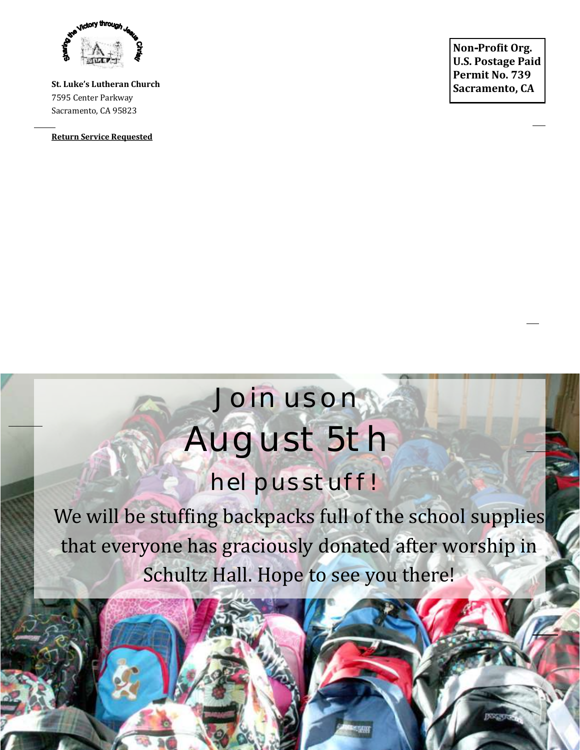**St. Luke's Lutheran Church**
7595 Center Parkway
Sacramento, CA 95823

**Return Service Requested**

**Non-Profit Org.**
**U.S. Postage Paid**
**Permit No. 739**
**Sacramento, CA**

# Join us on
# August 5th
## help us stuff!

We will be stuffing backpacks full of the school supplies that everyone has graciously donated after worship in Schultz Hall. Hope to see you there!